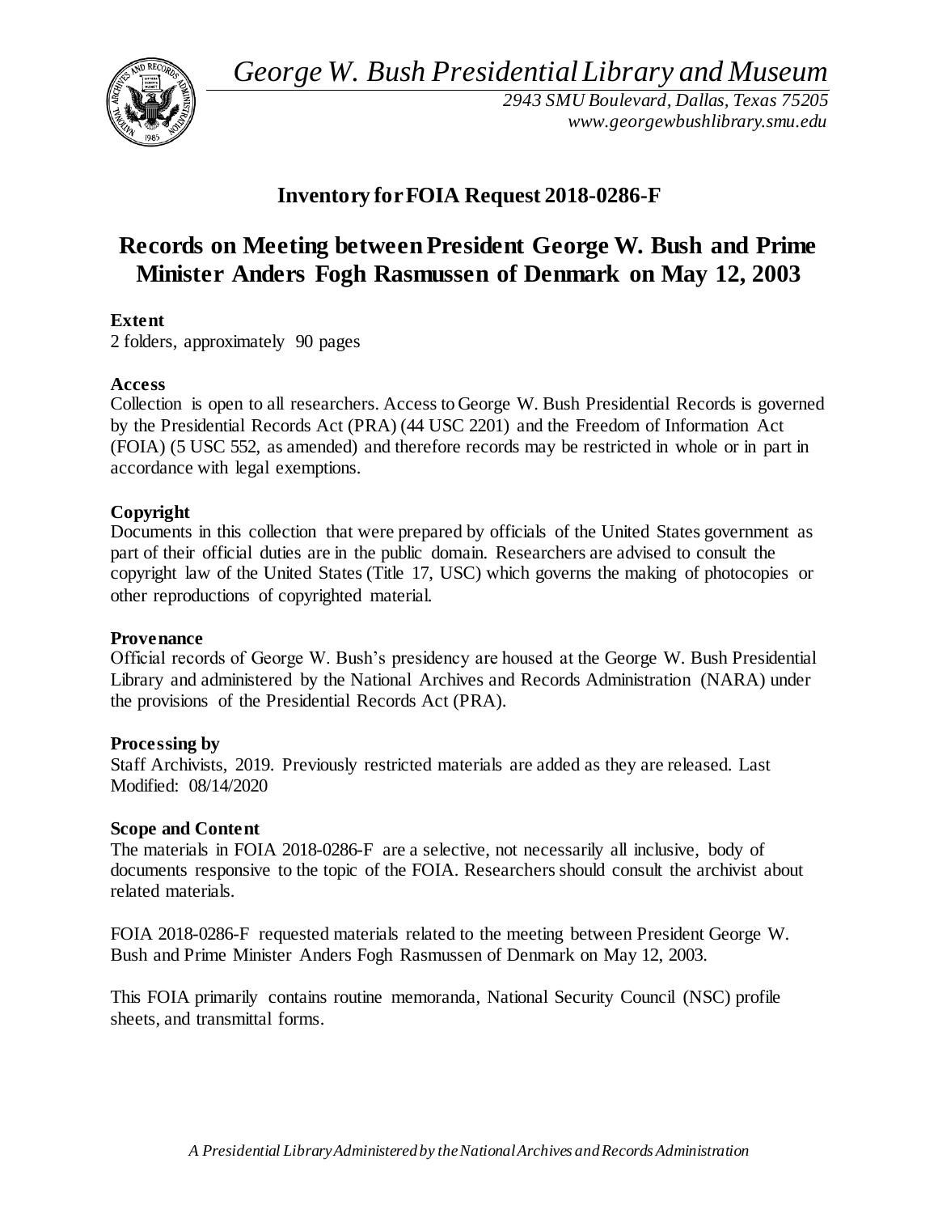*George W. Bush Presidential Library and Museum*

*2943 SMU Boulevard, Dallas, Texas 75205*
*www.georgewbushlibrary.smu.edu*

## Inventory for FOIA Request 2018-0286-F

# Records on Meeting between President George W. Bush and Prime Minister Anders Fogh Rasmussen of Denmark on May 12, 2003

**Extent**

2 folders, approximately 90 pages

**Access**

Collection is open to all researchers. Access to George W. Bush Presidential Records is governed by the Presidential Records Act (PRA) (44 USC 2201) and the Freedom of Information Act (FOIA) (5 USC 552, as amended) and therefore records may be restricted in whole or in part in accordance with legal exemptions.

**Copyright**

Documents in this collection that were prepared by officials of the United States government as part of their official duties are in the public domain. Researchers are advised to consult the copyright law of the United States (Title 17, USC) which governs the making of photocopies or other reproductions of copyrighted material.

**Provenance**

Official records of George W. Bush's presidency are housed at the George W. Bush Presidential Library and administered by the National Archives and Records Administration (NARA) under the provisions of the Presidential Records Act (PRA).

**Processing by**

Staff Archivists, 2019. Previously restricted materials are added as they are released. Last Modified: 08/14/2020

**Scope and Content**

The materials in FOIA 2018-0286-F are a selective, not necessarily all inclusive, body of documents responsive to the topic of the FOIA. Researchers should consult the archivist about related materials.

FOIA 2018-0286-F requested materials related to the meeting between President George W. Bush and Prime Minister Anders Fogh Rasmussen of Denmark on May 12, 2003.

This FOIA primarily contains routine memoranda, National Security Council (NSC) profile sheets, and transmittal forms.

*A Presidential Library Administered by the National Archives and Records Administration*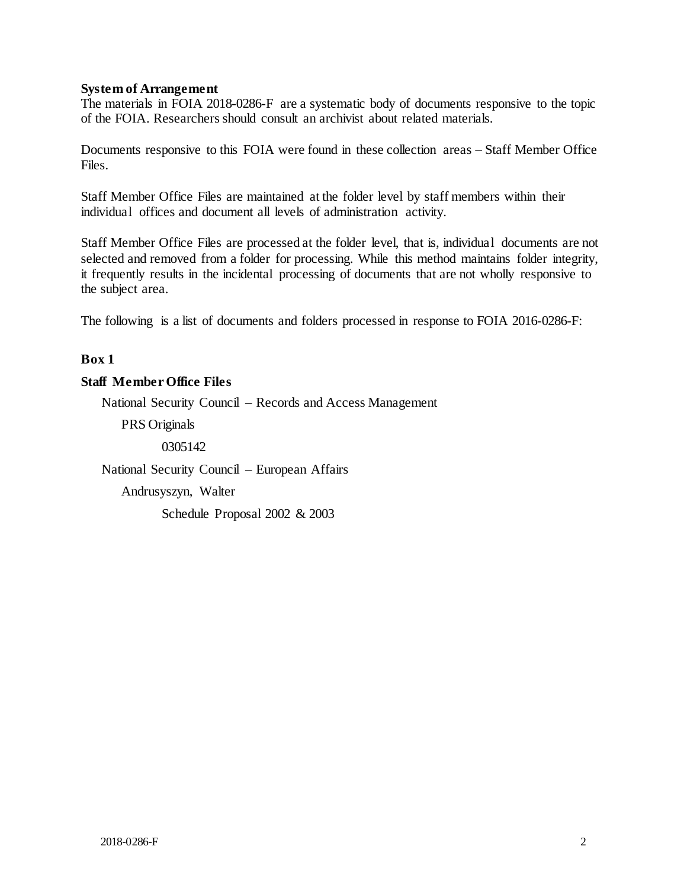**System of Arrangement**
The materials in FOIA 2018-0286-F are a systematic body of documents responsive to the topic of the FOIA. Researchers should consult an archivist about related materials.

Documents responsive to this FOIA were found in these collection areas – Staff Member Office Files.

Staff Member Office Files are maintained at the folder level by staff members within their individual offices and document all levels of administration activity.

Staff Member Office Files are processed at the folder level, that is, individual documents are not selected and removed from a folder for processing. While this method maintains folder integrity, it frequently results in the incidental processing of documents that are not wholly responsive to the subject area.

The following is a list of documents and folders processed in response to FOIA 2016-0286-F:

**Box 1**

**Staff Member Office Files**

National Security Council – Records and Access Management

PRS Originals

0305142

National Security Council – European Affairs

Andrusyszyn, Walter

Schedule Proposal 2002 & 2003